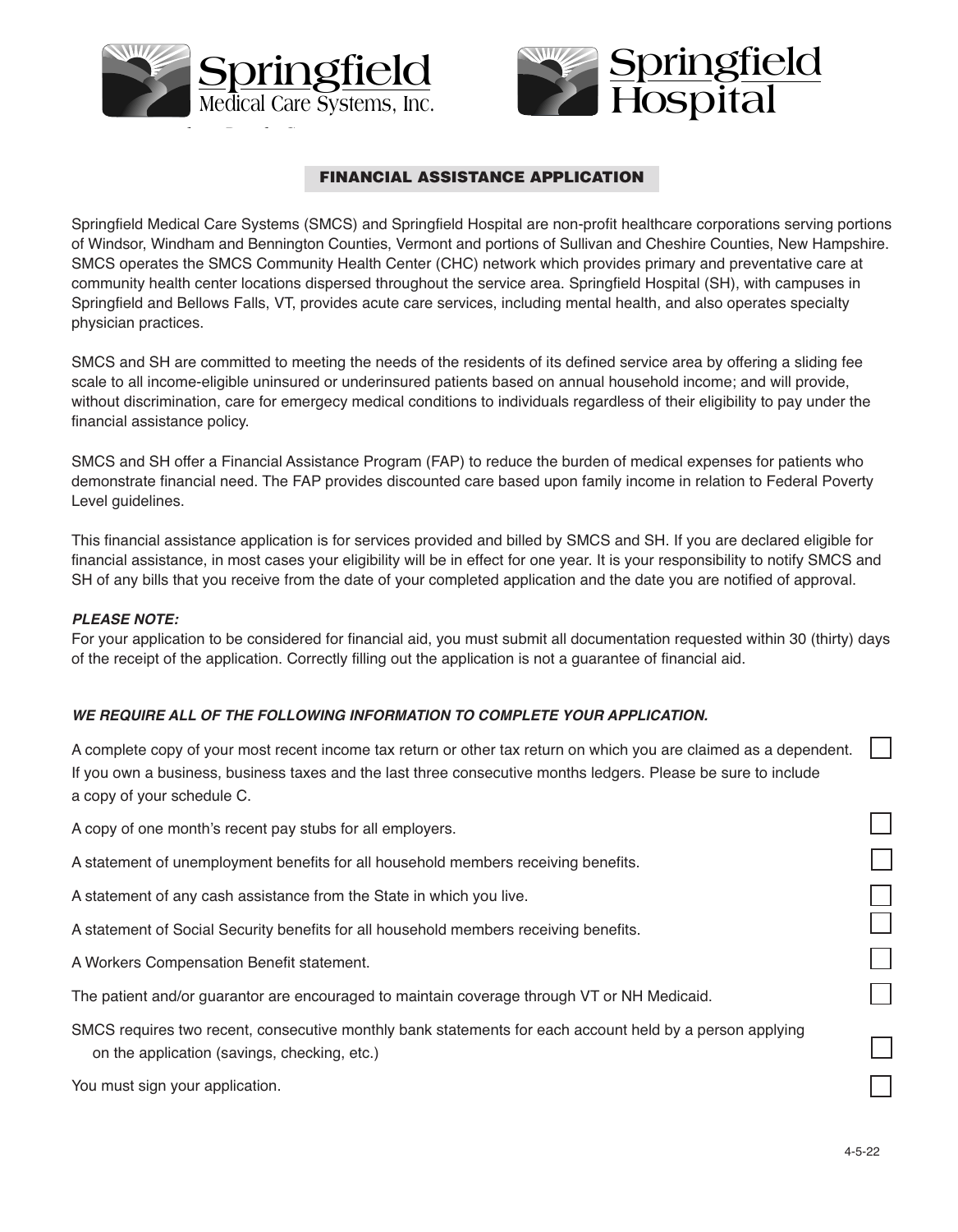Springfield Medical Care Systems, Inc.

Springfield Hospital

## FINANCIAL ASSISTANCE APPLICATION

Springfield Medical Care Systems (SMCS) and Springfield Hospital are non-profit healthcare corporations serving portions of Windsor, Windham and Bennington Counties, Vermont and portions of Sullivan and Cheshire Counties, New Hampshire. SMCS operates the SMCS Community Health Center (CHC) network which provides primary and preventative care at community health center locations dispersed throughout the service area. Springfield Hospital (SH), with campuses in Springfield and Bellows Falls, VT, provides acute care services, including mental health, and also operates specialty physician practices.

SMCS and SH are committed to meeting the needs of the residents of its defined service area by offering a sliding fee scale to all income-eligible uninsured or underinsured patients based on annual household income; and will provide, without discrimination, care for emergecy medical conditions to individuals regardless of their eligibility to pay under the financial assistance policy.

SMCS and SH offer a Financial Assistance Program (FAP) to reduce the burden of medical expenses for patients who demonstrate financial need. The FAP provides discounted care based upon family income in relation to Federal Poverty Level guidelines.

This financial assistance application is for services provided and billed by SMCS and SH. If you are declared eligible for financial assistance, in most cases your eligibility will be in effect for one year. It is your responsibility to notify SMCS and SH of any bills that you receive from the date of your completed application and the date you are notified of approval.

***PLEASE NOTE:***
For your application to be considered for financial aid, you must submit all documentation requested within 30 (thirty) days of the receipt of the application. Correctly filling out the application is not a guarantee of financial aid.

***WE REQUIRE ALL OF THE FOLLOWING INFORMATION TO COMPLETE YOUR APPLICATION.***

- [ ] A complete copy of your most recent income tax return or other tax return on which you are claimed as a dependent. If you own a business, business taxes and the last three consecutive months ledgers. Please be sure to include a copy of your schedule C.
- [ ] A copy of one month's recent pay stubs for all employers.
- [ ] A statement of unemployment benefits for all household members receiving benefits.
- [ ] A statement of any cash assistance from the State in which you live.
- [ ] A statement of Social Security benefits for all household members receiving benefits.
- [ ] A Workers Compensation Benefit statement.
- [ ] The patient and/or guarantor are encouraged to maintain coverage through VT or NH Medicaid.
- [ ] SMCS requires two recent, consecutive monthly bank statements for each account held by a person applying on the application (savings, checking, etc.)
- [ ] You must sign your application.

4-5-22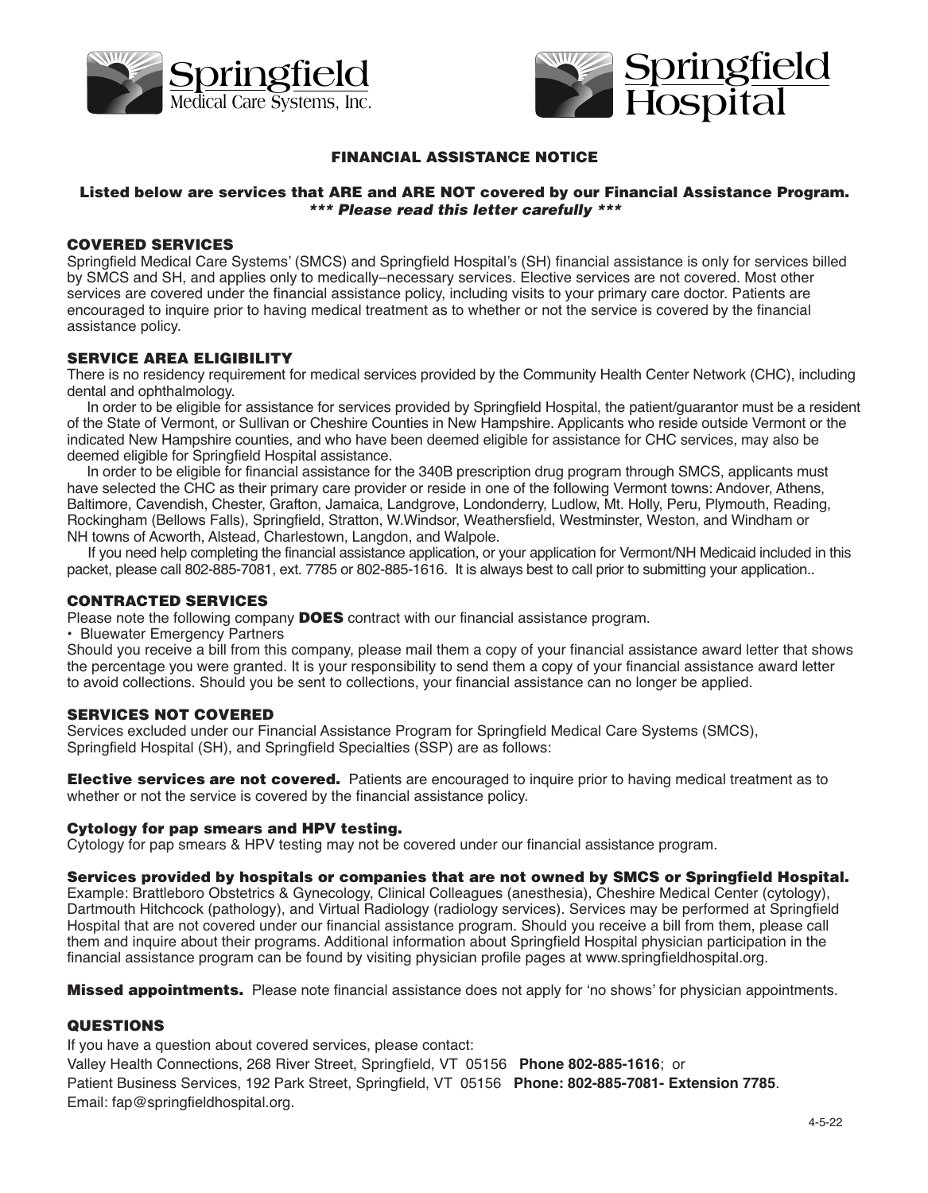Springfield Medical Care Systems, Inc.

Springfield Hospital

# FINANCIAL ASSISTANCE NOTICE

**Listed below are services that ARE and ARE NOT covered by our Financial Assistance Program.**
***\*\*\* Please read this letter carefully \*\*\****

## COVERED SERVICES

Springfield Medical Care Systems' (SMCS) and Springfield Hospital's (SH) financial assistance is only for services billed by SMCS and SH, and applies only to medically–necessary services. Elective services are not covered. Most other services are covered under the financial assistance policy, including visits to your primary care doctor. Patients are encouraged to inquire prior to having medical treatment as to whether or not the service is covered by the financial assistance policy.

## SERVICE AREA ELIGIBILITY

There is no residency requirement for medical services provided by the Community Health Center Network (CHC), including dental and ophthalmology.

In order to be eligible for assistance for services provided by Springfield Hospital, the patient/guarantor must be a resident of the State of Vermont, or Sullivan or Cheshire Counties in New Hampshire. Applicants who reside outside Vermont or the indicated New Hampshire counties, and who have been deemed eligible for assistance for CHC services, may also be deemed eligible for Springfield Hospital assistance.

In order to be eligible for financial assistance for the 340B prescription drug program through SMCS, applicants must have selected the CHC as their primary care provider or reside in one of the following Vermont towns: Andover, Athens, Baltimore, Cavendish, Chester, Grafton, Jamaica, Landgrove, Londonderry, Ludlow, Mt. Holly, Peru, Plymouth, Reading, Rockingham (Bellows Falls), Springfield, Stratton, W.Windsor, Weathersfield, Westminster, Weston, and Windham or NH towns of Acworth, Alstead, Charlestown, Langdon, and Walpole.

If you need help completing the financial assistance application, or your application for Vermont/NH Medicaid included in this packet, please call 802-885-7081, ext. 7785 or 802-885-1616. It is always best to call prior to submitting your application..

## CONTRACTED SERVICES

Please note the following company **DOES** contract with our financial assistance program.

- Bluewater Emergency Partners

Should you receive a bill from this company, please mail them a copy of your financial assistance award letter that shows the percentage you were granted. It is your responsibility to send them a copy of your financial assistance award letter to avoid collections. Should you be sent to collections, your financial assistance can no longer be applied.

## SERVICES NOT COVERED

Services excluded under our Financial Assistance Program for Springfield Medical Care Systems (SMCS), Springfield Hospital (SH), and Springfield Specialties (SSP) are as follows:

**Elective services are not covered.** Patients are encouraged to inquire prior to having medical treatment as to whether or not the service is covered by the financial assistance policy.

**Cytology for pap smears and HPV testing.**
Cytology for pap smears & HPV testing may not be covered under our financial assistance program.

**Services provided by hospitals or companies that are not owned by SMCS or Springfield Hospital.**
Example: Brattleboro Obstetrics & Gynecology, Clinical Colleagues (anesthesia), Cheshire Medical Center (cytology), Dartmouth Hitchcock (pathology), and Virtual Radiology (radiology services). Services may be performed at Springfield Hospital that are not covered under our financial assistance program. Should you receive a bill from them, please call them and inquire about their programs. Additional information about Springfield Hospital physician participation in the financial assistance program can be found by visiting physician profile pages at www.springfieldhospital.org.

**Missed appointments.** Please note financial assistance does not apply for 'no shows' for physician appointments.

## QUESTIONS

If you have a question about covered services, please contact:
Valley Health Connections, 268 River Street, Springfield, VT 05156 **Phone 802-885-1616**; or
Patient Business Services, 192 Park Street, Springfield, VT 05156 **Phone: 802-885-7081- Extension 7785**.
Email: fap@springfieldhospital.org.

4-5-22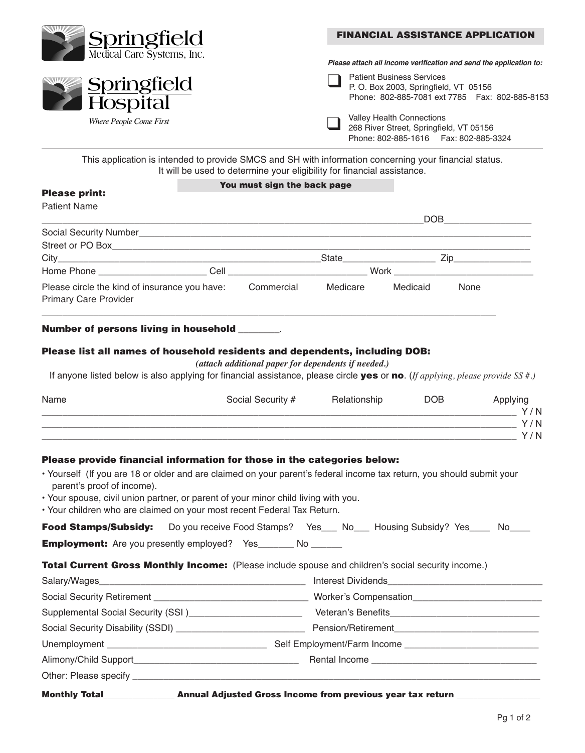Springfield Medical Care Systems, Inc.

Springfield Hospital

*Where People Come First*

## FINANCIAL ASSISTANCE APPLICATION

***Please attach all income verification and send the application to:***

☐ Patient Business Services
P. O. Box 2003, Springfield, VT 05156
Phone: 802-885-7081 ext 7785 Fax: 802-885-8153

☐ Valley Health Connections
268 River Street, Springfield, VT 05156
Phone: 802-885-1616 Fax: 802-885-3324

---

This application is intended to provide SMCS and SH with information concerning your financial status. It will be used to determine your eligibility for financial assistance.

**You must sign the back page**

**Please print:**

Patient Name
______________________________________________________________ DOB_______________

Social Security Number___________________________________________________________

Street or PO Box_________________________________________________________________

City______________________________________ State_______________ Zip_____________

Home Phone ____________________ Cell ________________________ Work _________________________

Please circle the kind of insurance you have: Commercial Medicare Medicaid None

Primary Care Provider
_________________________________________________________________________

**Number of persons living in household** ________.

**Please list all names of household residents and dependents, including DOB:**

***(attach additional paper for dependents if needed.)***

If anyone listed below is also applying for financial assistance, please circle **yes** or **no**. (*If applying, please provide SS #.*)

| Name | Social Security # | Relationship | DOB | Applying |
|---|---|---|---|---|
| | | | | Y / N |
| | | | | Y / N |
| | | | | Y / N |

**Please provide financial information for those in the categories below:**

- Yourself (If you are 18 or older and are claimed on your parent's federal income tax return, you should submit your parent's proof of income).
- Your spouse, civil union partner, or parent of your minor child living with you.
- Your children who are claimed on your most recent Federal Tax Return.

**Food Stamps/Subsidy:** Do you receive Food Stamps? Yes___ No___ Housing Subsidy? Yes____ No____

**Employment:** Are you presently employed? Yes_______ No ______

**Total Current Gross Monthly Income:** (Please include spouse and children's social security income.)

Salary/Wages_______________________________ Interest Dividends_______________________________

Social Security Retirement _________________________ Worker's Compensation_________________________

Supplemental Social Security (SSI )____________________ Veteran's Benefits_____________________________

Social Security Disability (SSDI) ______________________ Pension/Retirement____________________________

Unemployment ___________________________ Self Employment/Farm Income _________________________

Alimony/Child Support___________________________ Rental Income _________________________________

Other: Please specify _________________________________________________________________________

**Monthly Total**_____________ **Annual Adjusted Gross Income from previous year tax return** _______________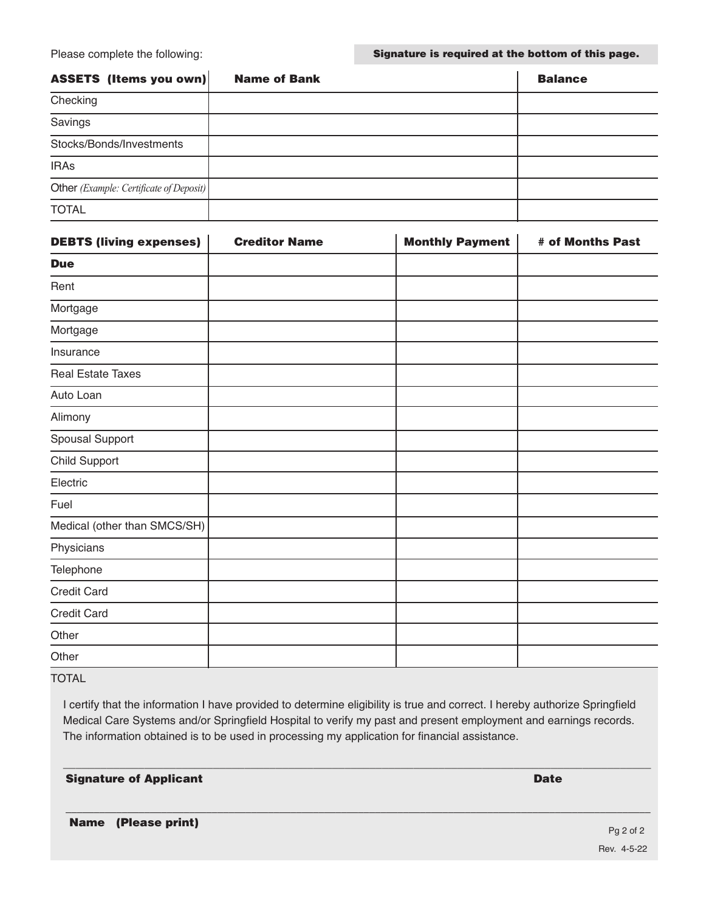Please complete the following:

**Signature is required at the bottom of this page.**

| **ASSETS (Items you own)** | **Name of Bank** | **Balance** |
|---|---|---|
| Checking | | |
| Savings | | |
| Stocks/Bonds/Investments | | |
| IRAs | | |
| Other *(Example: Certificate of Deposit)* | | |
| TOTAL | | |

| **DEBTS (living expenses)** | **Creditor Name** | **Monthly Payment** | **# of Months Past** |
|---|---|---|---|
| **Due** | | | |
| Rent | | | |
| Mortgage | | | |
| Mortgage | | | |
| Insurance | | | |
| Real Estate Taxes | | | |
| Auto Loan | | | |
| Alimony | | | |
| Spousal Support | | | |
| Child Support | | | |
| Electric | | | |
| Fuel | | | |
| Medical (other than SMCS/SH) | | | |
| Physicians | | | |
| Telephone | | | |
| Credit Card | | | |
| Credit Card | | | |
| Other | | | |
| Other | | | |
| TOTAL | | | |

I certify that the information I have provided to determine eligibility is true and correct. I hereby authorize Springfield Medical Care Systems and/or Springfield Hospital to verify my past and present employment and earnings records. The information obtained is to be used in processing my application for financial assistance.

______________________________________________________________________

**Signature of Applicant** **Date**

______________________________________________________________________

**Name (Please print)**

Rev. 4-5-22